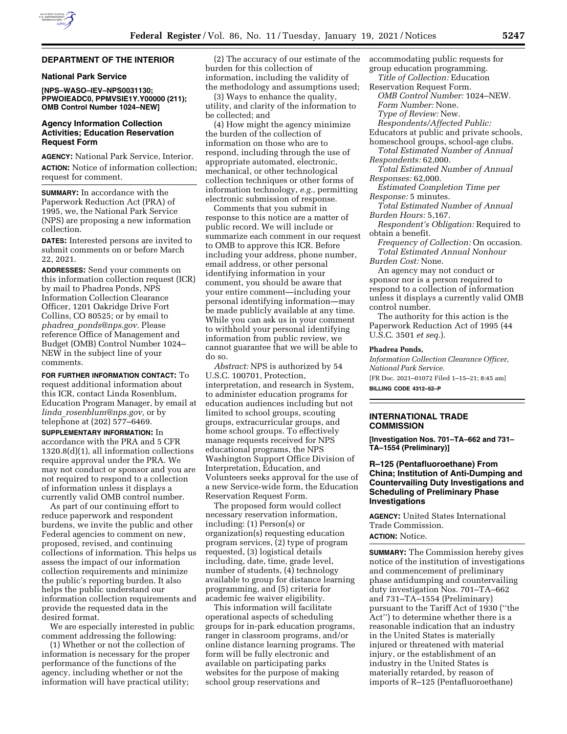## DEPARTMENT OF THE INTERIOR

### National Park Service

**[NPS–WASO–IEV–NPS0031130; PPWOIEADC0, PPMVSIE1Y.Y00000 (211); OMB Control Number 1024–NEW]**

### Agency Information Collection Activities; Education Reservation Request Form

**AGENCY:** National Park Service, Interior.

**ACTION:** Notice of information collection; request for comment.

**SUMMARY:** In accordance with the Paperwork Reduction Act (PRA) of 1995, we, the National Park Service (NPS) are proposing a new information collection.

**DATES:** Interested persons are invited to submit comments on or before March 22, 2021.

**ADDRESSES:** Send your comments on this information collection request (ICR) by mail to Phadrea Ponds, NPS Information Collection Clearance Officer, 1201 Oakridge Drive Fort Collins, CO 80525; or by email to *phadrea_ponds@nps.gov.* Please reference Office of Management and Budget (OMB) Control Number 1024–NEW in the subject line of your comments.

**FOR FURTHER INFORMATION CONTACT:** To request additional information about this ICR, contact Linda Rosenblum, Education Program Manager, by email at *linda_rosenblum@nps.gov,* or by telephone at (202) 577–6469.

**SUPPLEMENTARY INFORMATION:** In accordance with the PRA and 5 CFR 1320.8(d)(1), all information collections require approval under the PRA. We may not conduct or sponsor and you are not required to respond to a collection of information unless it displays a currently valid OMB control number.

As part of our continuing effort to reduce paperwork and respondent burdens, we invite the public and other Federal agencies to comment on new, proposed, revised, and continuing collections of information. This helps us assess the impact of our information collection requirements and minimize the public's reporting burden. It also helps the public understand our information collection requirements and provide the requested data in the desired format.

We are especially interested in public comment addressing the following:

(1) Whether or not the collection of information is necessary for the proper performance of the functions of the agency, including whether or not the information will have practical utility;

(2) The accuracy of our estimate of the burden for this collection of information, including the validity of the methodology and assumptions used;

(3) Ways to enhance the quality, utility, and clarity of the information to be collected; and

(4) How might the agency minimize the burden of the collection of information on those who are to respond, including through the use of appropriate automated, electronic, mechanical, or other technological collection techniques or other forms of information technology, *e.g.,* permitting electronic submission of response.

Comments that you submit in response to this notice are a matter of public record. We will include or summarize each comment in our request to OMB to approve this ICR. Before including your address, phone number, email address, or other personal identifying information in your comment, you should be aware that your entire comment—including your personal identifying information—may be made publicly available at any time. While you can ask us in your comment to withhold your personal identifying information from public review, we cannot guarantee that we will be able to do so.

*Abstract:* NPS is authorized by 54 U.S.C. 100701, Protection, interpretation, and research in System, to administer education programs for education audiences including but not limited to school groups, scouting groups, extracurricular groups, and home school groups. To effectively manage requests received for NPS educational programs, the NPS Washington Support Office Division of Interpretation, Education, and Volunteers seeks approval for the use of a new Service-wide form, the Education Reservation Request Form.

The proposed form would collect necessary reservation information, including: (1) Person(s) or organization(s) requesting education program services, (2) type of program requested, (3) logistical details including, date, time, grade level, number of students, (4) technology available to group for distance learning programming, and (5) criteria for academic fee waiver eligibility.

This information will facilitate operational aspects of scheduling groups for in-park education programs, ranger in classroom programs, and/or online distance learning programs. The form will be fully electronic and available on participating parks websites for the purpose of making school group reservations and accommodating public requests for group education programming.

*Title of Collection:* Education Reservation Request Form.

*OMB Control Number:* 1024–NEW.

*Form Number:* None.

*Type of Review:* New.

*Respondents/Affected Public:* Educators at public and private schools, homeschool groups, school-age clubs.

*Total Estimated Number of Annual Respondents:* 62,000.

*Total Estimated Number of Annual Responses:* 62,000.

*Estimated Completion Time per Response:* 5 minutes.

*Total Estimated Number of Annual Burden Hours:* 5,167.

*Respondent's Obligation:* Required to obtain a benefit.

*Frequency of Collection:* On occasion.

*Total Estimated Annual Nonhour Burden Cost:* None.

An agency may not conduct or sponsor nor is a person required to respond to a collection of information unless it displays a currently valid OMB control number.

The authority for this action is the Paperwork Reduction Act of 1995 (44 U.S.C. 3501 *et seq.*).

**Phadrea Ponds,**

*Information Collection Clearance Officer, National Park Service.*

[FR Doc. 2021–01072 Filed 1–15–21; 8:45 am]

**BILLING CODE 4312–52–P**

## INTERNATIONAL TRADE COMMISSION

**[Investigation Nos. 701–TA–662 and 731–TA–1554 (Preliminary)]**

### R–125 (Pentafluoroethane) From China; Institution of Anti-Dumping and Countervailing Duty Investigations and Scheduling of Preliminary Phase Investigations

**AGENCY:** United States International Trade Commission.

**ACTION:** Notice.

**SUMMARY:** The Commission hereby gives notice of the institution of investigations and commencement of preliminary phase antidumping and countervailing duty investigation Nos. 701–TA–662 and 731–TA–1554 (Preliminary) pursuant to the Tariff Act of 1930 (''the Act'') to determine whether there is a reasonable indication that an industry in the United States is materially injured or threatened with material injury, or the establishment of an industry in the United States is materially retarded, by reason of imports of R–125 (Pentafluoroethane)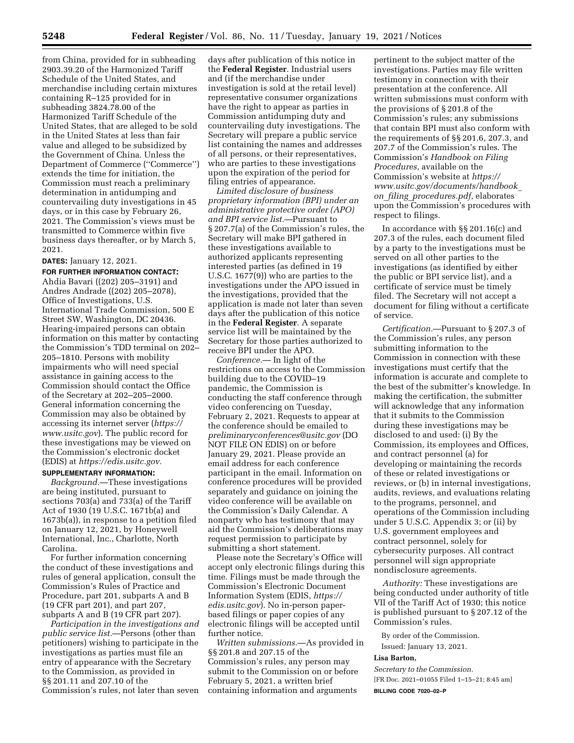from China, provided for in subheading 2903.39.20 of the Harmonized Tariff Schedule of the United States, and merchandise including certain mixtures containing R–125 provided for in subheading 3824.78.00 of the Harmonized Tariff Schedule of the United States, that are alleged to be sold in the United States at less than fair value and alleged to be subsidized by the Government of China. Unless the Department of Commerce (''Commerce'') extends the time for initiation, the Commission must reach a preliminary determination in antidumping and countervailing duty investigations in 45 days, or in this case by February 26, 2021. The Commission's views must be transmitted to Commerce within five business days thereafter, or by March 5, 2021.

**DATES:** January 12, 2021.

**FOR FURTHER INFORMATION CONTACT:** Ahdia Bavari ((202) 205–3191) and Andres Andrade ((202) 205–2078), Office of Investigations, U.S. International Trade Commission, 500 E Street SW, Washington, DC 20436. Hearing-impaired persons can obtain information on this matter by contacting the Commission's TDD terminal on 202–205–1810. Persons with mobility impairments who will need special assistance in gaining access to the Commission should contact the Office of the Secretary at 202–205–2000. General information concerning the Commission may also be obtained by accessing its internet server (*https://www.usitc.gov*). The public record for these investigations may be viewed on the Commission's electronic docket (EDIS) at *https://edis.usitc.gov.*

**SUPPLEMENTARY INFORMATION:**

*Background.*—These investigations are being instituted, pursuant to sections 703(a) and 733(a) of the Tariff Act of 1930 (19 U.S.C. 1671b(a) and 1673b(a)), in response to a petition filed on January 12, 2021, by Honeywell International, Inc., Charlotte, North Carolina.

For further information concerning the conduct of these investigations and rules of general application, consult the Commission's Rules of Practice and Procedure, part 201, subparts A and B (19 CFR part 201), and part 207, subparts A and B (19 CFR part 207).

*Participation in the investigations and public service list.*—Persons (other than petitioners) wishing to participate in the investigations as parties must file an entry of appearance with the Secretary to the Commission, as provided in §§ 201.11 and 207.10 of the Commission's rules, not later than seven days after publication of this notice in the **Federal Register**. Industrial users and (if the merchandise under investigation is sold at the retail level) representative consumer organizations have the right to appear as parties in Commission antidumping duty and countervailing duty investigations. The Secretary will prepare a public service list containing the names and addresses of all persons, or their representatives, who are parties to these investigations upon the expiration of the period for filing entries of appearance.

*Limited disclosure of business proprietary information (BPI) under an administrative protective order (APO) and BPI service list.*—Pursuant to § 207.7(a) of the Commission's rules, the Secretary will make BPI gathered in these investigations available to authorized applicants representing interested parties (as defined in 19 U.S.C. 1677(9)) who are parties to the investigations under the APO issued in the investigations, provided that the application is made not later than seven days after the publication of this notice in the **Federal Register**. A separate service list will be maintained by the Secretary for those parties authorized to receive BPI under the APO.

*Conference.*— In light of the restrictions on access to the Commission building due to the COVID–19 pandemic, the Commission is conducting the staff conference through video conferencing on Tuesday, February 2, 2021. Requests to appear at the conference should be emailed to *preliminaryconferences@usitc.gov* (DO NOT FILE ON EDIS) on or before January 29, 2021. Please provide an email address for each conference participant in the email. Information on conference procedures will be provided separately and guidance on joining the video conference will be available on the Commission's Daily Calendar. A nonparty who has testimony that may aid the Commission's deliberations may request permission to participate by submitting a short statement.

Please note the Secretary's Office will accept only electronic filings during this time. Filings must be made through the Commission's Electronic Document Information System (EDIS, *https://edis.usitc.gov*). No in-person paper-based filings or paper copies of any electronic filings will be accepted until further notice.

*Written submissions.*—As provided in §§ 201.8 and 207.15 of the Commission's rules, any person may submit to the Commission on or before February 5, 2021, a written brief containing information and arguments pertinent to the subject matter of the investigations. Parties may file written testimony in connection with their presentation at the conference. All written submissions must conform with the provisions of § 201.8 of the Commission's rules; any submissions that contain BPI must also conform with the requirements of §§ 201.6, 207.3, and 207.7 of the Commission's rules. The Commission's *Handbook on Filing Procedures,* available on the Commission's website at *https://www.usitc.gov/documents/handbook_on_filing_procedures.pdf,* elaborates upon the Commission's procedures with respect to filings.

In accordance with §§ 201.16(c) and 207.3 of the rules, each document filed by a party to the investigations must be served on all other parties to the investigations (as identified by either the public or BPI service list), and a certificate of service must be timely filed. The Secretary will not accept a document for filing without a certificate of service.

*Certification.*—Pursuant to § 207.3 of the Commission's rules, any person submitting information to the Commission in connection with these investigations must certify that the information is accurate and complete to the best of the submitter's knowledge. In making the certification, the submitter will acknowledge that any information that it submits to the Commission during these investigations may be disclosed to and used: (i) By the Commission, its employees and Offices, and contract personnel (a) for developing or maintaining the records of these or related investigations or reviews, or (b) in internal investigations, audits, reviews, and evaluations relating to the programs, personnel, and operations of the Commission including under 5 U.S.C. Appendix 3; or (ii) by U.S. government employees and contract personnel, solely for cybersecurity purposes. All contract personnel will sign appropriate nondisclosure agreements.

*Authority:* These investigations are being conducted under authority of title VII of the Tariff Act of 1930; this notice is published pursuant to § 207.12 of the Commission's rules.

By order of the Commission.

Issued: January 13, 2021.

**Lisa Barton,**

*Secretary to the Commission.*

[FR Doc. 2021–01055 Filed 1–15–21; 8:45 am]

**BILLING CODE 7020–02–P**